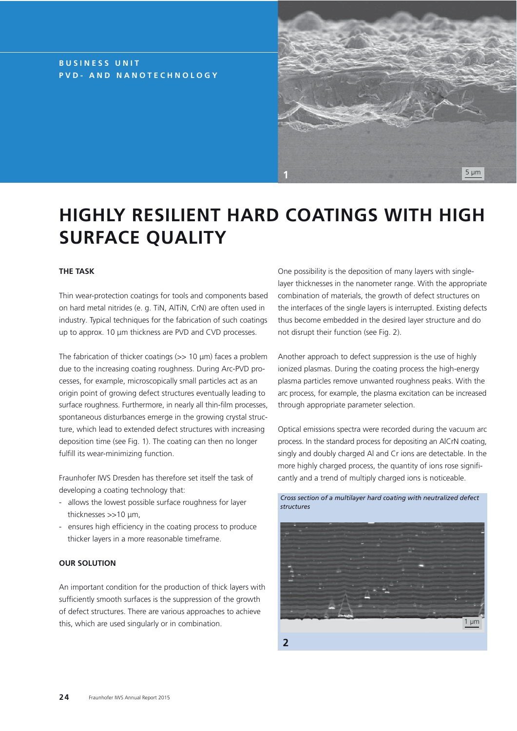BUSINESS UNIT
PVD- AND NANOTECHNOLOGY

# HIGHLY RESILIENT HARD COATINGS WITH HIGH SURFACE QUALITY

## THE TASK

Thin wear-protection coatings for tools and components based on hard metal nitrides (e. g. TiN, AlTiN, CrN) are often used in industry. Typical techniques for the fabrication of such coatings up to approx. 10 µm thickness are PVD and CVD processes.

The fabrication of thicker coatings (>> 10 µm) faces a problem due to the increasing coating roughness. During Arc-PVD processes, for example, microscopically small particles act as an origin point of growing defect structures eventually leading to surface roughness. Furthermore, in nearly all thin-film processes, spontaneous disturbances emerge in the growing crystal structure, which lead to extended defect structures with increasing deposition time (see Fig. 1). The coating can then no longer fulfill its wear-minimizing function.

Fraunhofer IWS Dresden has therefore set itself the task of developing a coating technology that:

- allows the lowest possible surface roughness for layer thicknesses >>10 µm,
- ensures high efficiency in the coating process to produce thicker layers in a more reasonable timeframe.

## OUR SOLUTION

An important condition for the production of thick layers with sufficiently smooth surfaces is the suppression of the growth of defect structures. There are various approaches to achieve this, which are used singularly or in combination.

One possibility is the deposition of many layers with single-layer thicknesses in the nanometer range. With the appropriate combination of materials, the growth of defect structures on the interfaces of the single layers is interrupted. Existing defects thus become embedded in the desired layer structure and do not disrupt their function (see Fig. 2).

Another approach to defect suppression is the use of highly ionized plasmas. During the coating process the high-energy plasma particles remove unwanted roughness peaks. With the arc process, for example, the plasma excitation can be increased through appropriate parameter selection.

Optical emissions spectra were recorded during the vacuum arc process. In the standard process for depositing an AlCrN coating, singly and doubly charged Al and Cr ions are detectable. In the more highly charged process, the quantity of ions rose significantly and a trend of multiply charged ions is noticeable.

*Cross section of a multilayer hard coating with neutralized defect structures*

2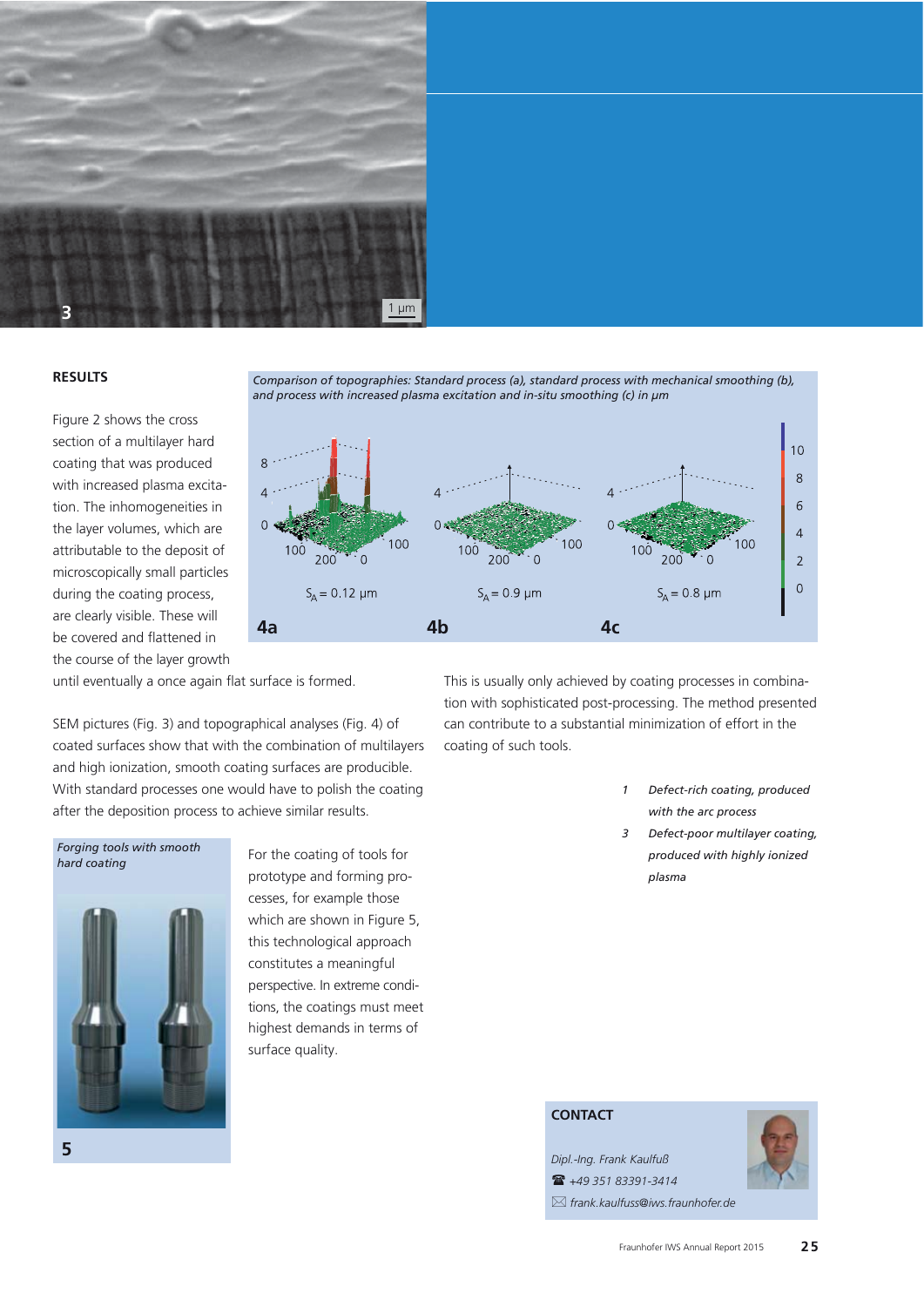## RESULTS

Figure 2 shows the cross section of a multilayer hard coating that was produced with increased plasma excitation. The inhomogeneities in the layer volumes, which are attributable to the deposit of microscopically small particles during the coating process, are clearly visible. These will be covered and flattened in the course of the layer growth until eventually a once again flat surface is formed.

*Comparison of topographies: Standard process (a), standard process with mechanical smoothing (b), and process with increased plasma excitation and in-situ smoothing (c) in µm*

8
4
0
100
200
0
100
$S_A$ = 0.12 µm
4a

4
0
100
200
0
100
$S_A$ = 0.9 µm
4b

4
0
100
200
0
100
$S_A$ = 0.8 µm
4c

10
8
6
4
2
0

SEM pictures (Fig. 3) and topographical analyses (Fig. 4) of coated surfaces show that with the combination of multilayers and high ionization, smooth coating surfaces are producible. With standard processes one would have to polish the coating after the deposition process to achieve similar results.

*Forging tools with smooth hard coating*

5

For the coating of tools for prototype and forming processes, for example those which are shown in Figure 5, this technological approach constitutes a meaningful perspective. In extreme conditions, the coatings must meet highest demands in terms of surface quality.

This is usually only achieved by coating processes in combination with sophisticated post-processing. The method presented can contribute to a substantial minimization of effort in the coating of such tools.

1 *Defect-rich coating, produced with the arc process*

3 *Defect-poor multilayer coating, produced with highly ionized plasma*

### CONTACT

*Dipl.-Ing. Frank Kaulfuß*

*+49 351 83391-3414*

*frank.kaulfuss@iws.fraunhofer.de*